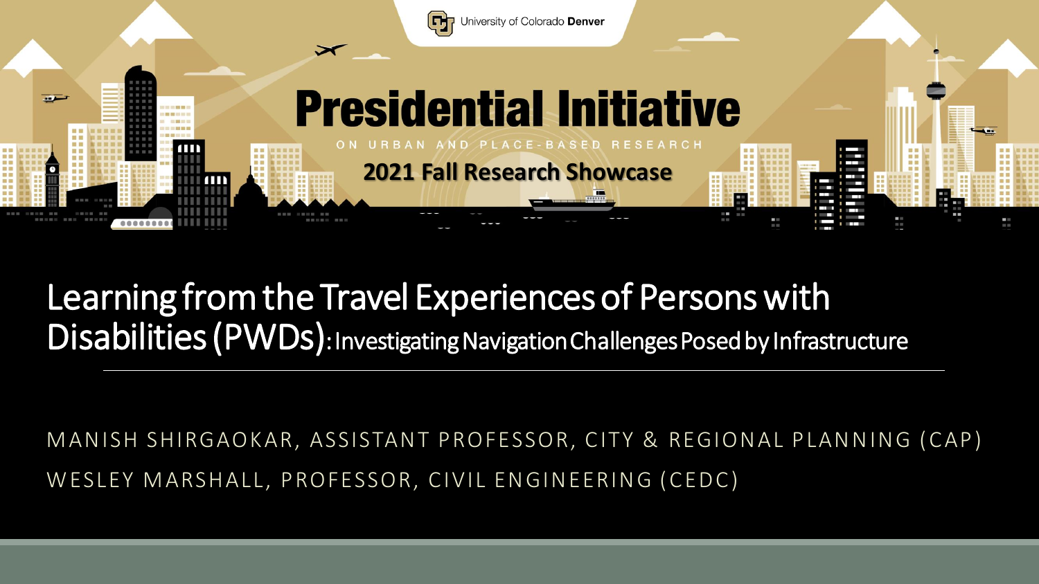University of Colorado Denver

# Presidential Initiative

ON URBAN AND PLACE-BASED RESEARCH

**2021 Fall Research Showcase**

## Learning from the Travel Experiences of Persons with Disabilities (PWDs): Investigating Navigation Challenges Posed by Infrastructure

MANISH SHIRGAOKAR, ASSISTANT PROFESSOR, CITY & REGIONAL PLANNING (CAP)

WESLEY MARSHALL, PROFESSOR, CIVIL ENGINEERING (CEDC)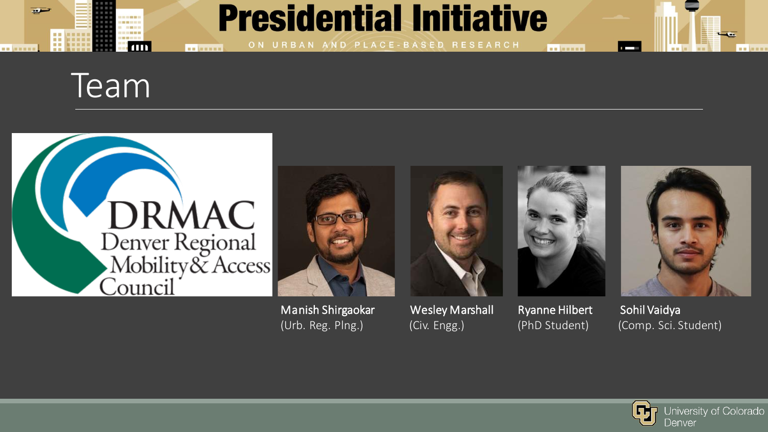# Team

DRMAC Denver Regional Mobility & Access Council

Manish Shirgaokar (Urb. Reg. Plng.)

Wesley Marshall (Civ. Engg.)

Ryanne Hilbert (PhD Student)

Sohil Vaidya (Comp. Sci. Student)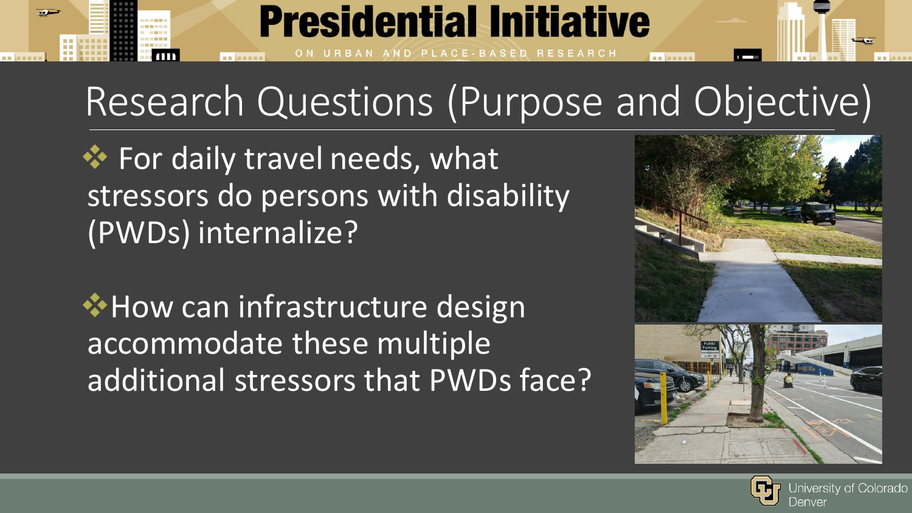# Research Questions (Purpose and Objective)

- For daily travel needs, what stressors do persons with disability (PWDs) internalize?
- How can infrastructure design accommodate these multiple additional stressors that PWDs face?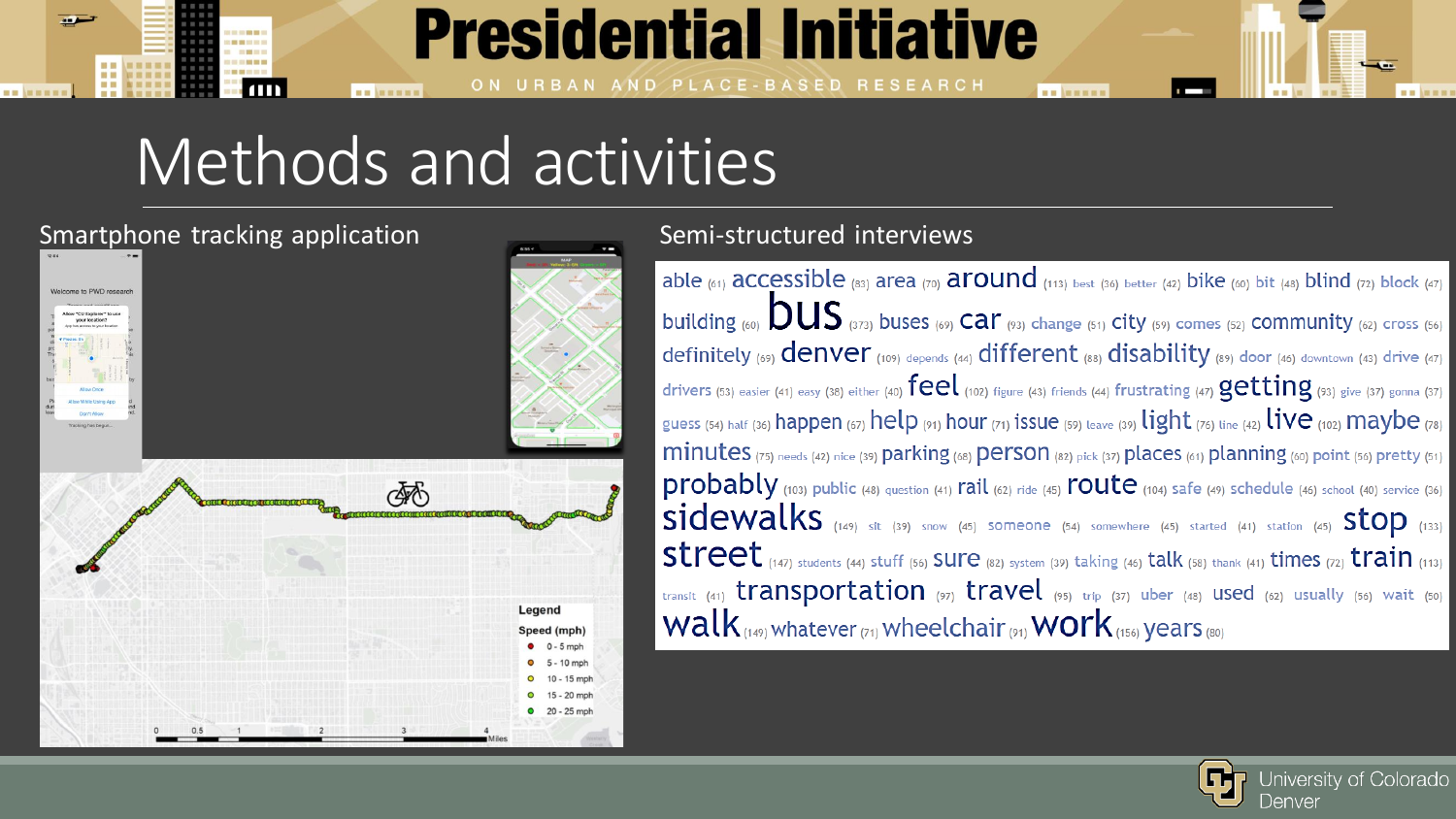# Presidential Initiative

ON URBAN AND PLACE-BASED RESEARCH

## Methods and activities

### Smartphone tracking application

Legend

Speed (mph)

- 0 - 5 mph
- 5 - 10 mph
- 10 - 15 mph
- 15 - 20 mph
- 20 - 25 mph

0 0.5 1 2 3 4 Miles

### Semi-structured interviews

able (61) accessible (83) area (70) around (113) best (36) better (42) bike (60) bit (48) blind (72) block (47) building (60) bus (373) buses (69) car (93) change (51) city (59) comes (52) community (62) cross (56) definitely (69) denver (109) depends (44) different (88) disability (89) door (46) downtown (43) drive (47) drivers (53) easier (41) easy (38) either (40) feel (102) figure (43) friends (44) frustrating (47) getting (93) give (37) gonna (37) guess (54) half (36) happen (67) help (91) hour (71) issue (59) leave (39) light (76) line (42) live (102) maybe (78) minutes (75) needs (42) nice (39) parking (68) person (82) pick (37) places (61) planning (60) point (56) pretty (51) probably (103) public (48) question (41) rail (62) ride (45) route (104) safe (49) schedule (46) school (40) service (36) sidewalks (149) sit (39) snow (45) someone (54) somewhere (45) started (41) station (45) stop (133) street (147) students (44) stuff (56) sure (82) system (39) taking (46) talk (58) thank (41) times (72) train (113) transit (41) transportation (97) travel (95) trip (37) uber (48) used (62) usually (56) wait (50) walk (149) whatever (71) wheelchair (91) work (156) years (80)

University of Colorado Denver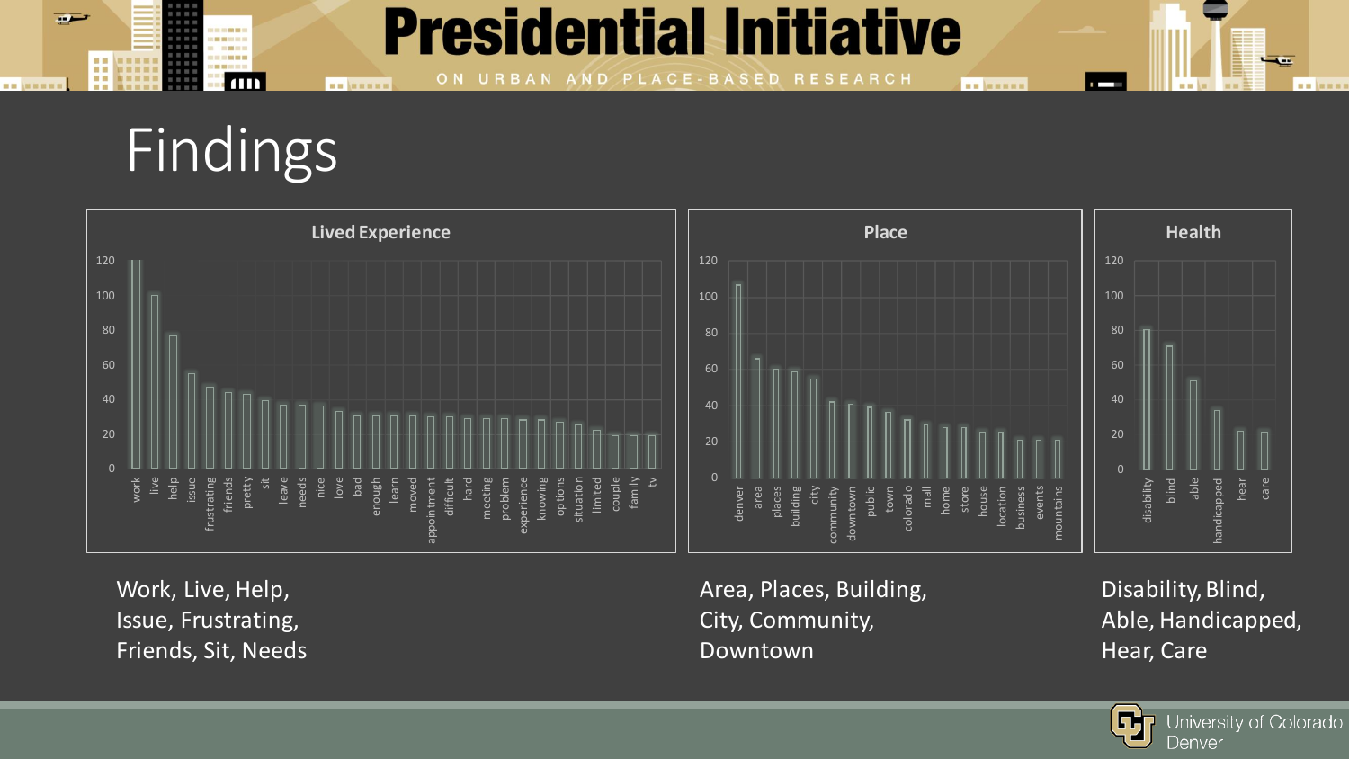# Findings

## Lived Experience

| Word | Approx. count |
|---|---|
| work | 120 |
| live | 100 |
| help | 77 |
| issue | 55 |
| frustrating | 47 |
| friends | 44 |
| pretty | 43 |
| sit | 39 |
| leave | 37 |
| needs | 37 |
| nice | 36 |
| love | 33 |
| bad | 31 |
| enough | 31 |
| learn | 31 |
| moved | 31 |
| appointment | 30 |
| difficult | 30 |
| hard | 29 |
| meeting | 29 |
| problem | 29 |
| experience | 28 |
| knowing | 28 |
| options | 27 |
| situation | 25 |
| limited | 22 |
| couple | 19 |
| family | 19 |
| tv | 19 |

## Place

| Word | Approx. count |
|---|---|
| denver | 107 |
| area | 66 |
| places | 60 |
| building | 58 |
| city | 54 |
| community | 42 |
| downtown | 41 |
| public | 39 |
| town | 36 |
| colorado | 32 |
| mall | 29 |
| home | 28 |
| store | 28 |
| house | 25 |
| location | 25 |
| business | 21 |
| events | 21 |
| mountains | 21 |

## Health

| Word | Approx. count |
|---|---|
| disability | 81 |
| blind | 71 |
| able | 51 |
| handicapped | 34 |
| hear | 22 |
| care | 22 |

Work, Live, Help, Issue, Frustrating, Friends, Sit, Needs

Area, Places, Building, City, Community, Downtown

Disability, Blind, Able, Handicapped, Hear, Care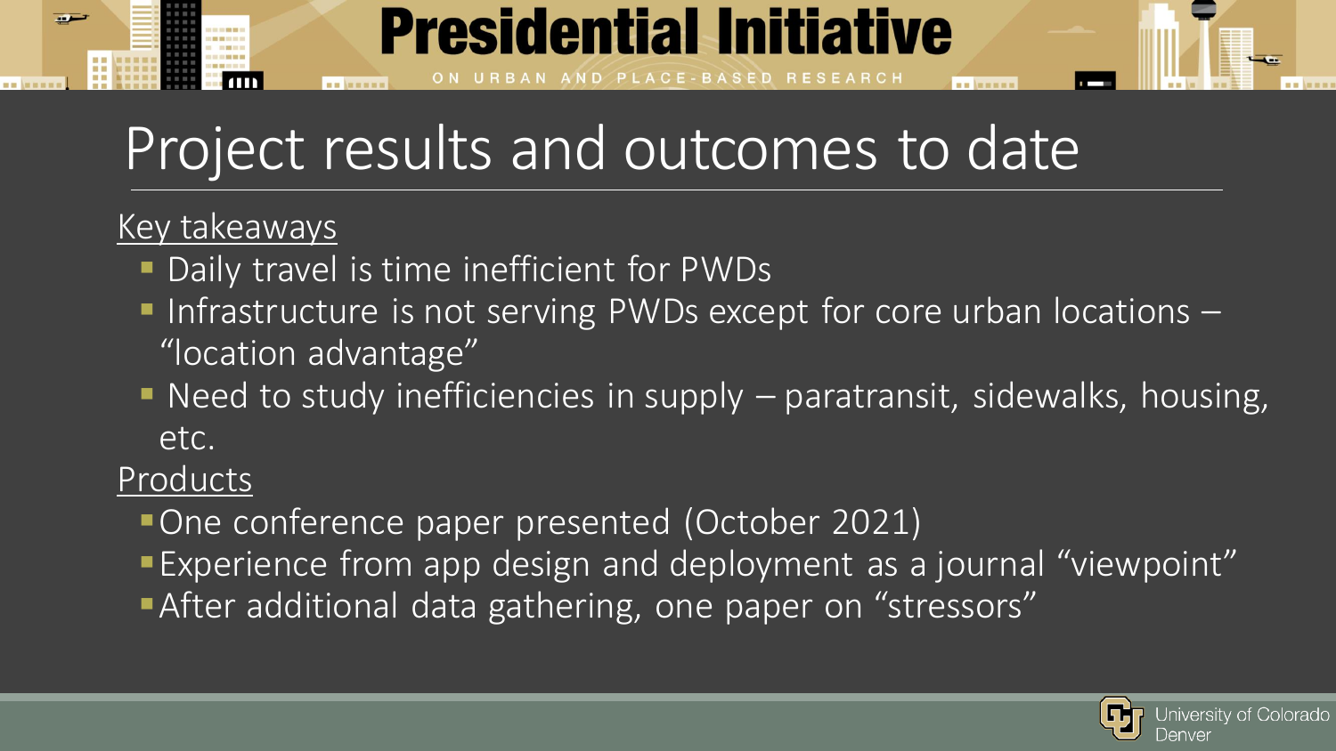# Project results and outcomes to date

Key takeaways

- Daily travel is time inefficient for PWDs
- Infrastructure is not serving PWDs except for core urban locations – "location advantage"
- Need to study inefficiencies in supply – paratransit, sidewalks, housing, etc.

Products

- One conference paper presented (October 2021)
- Experience from app design and deployment as a journal "viewpoint"
- After additional data gathering, one paper on "stressors"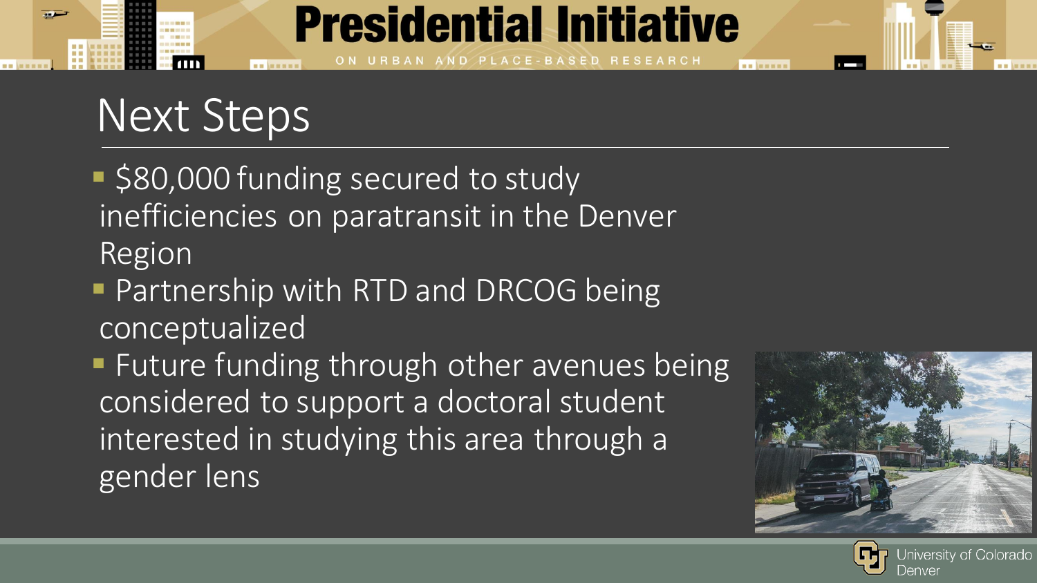# Next Steps

- $80,000 funding secured to study inefficiencies on paratransit in the Denver Region
- Partnership with RTD and DRCOG being conceptualized
- Future funding through other avenues being considered to support a doctoral student interested in studying this area through a gender lens